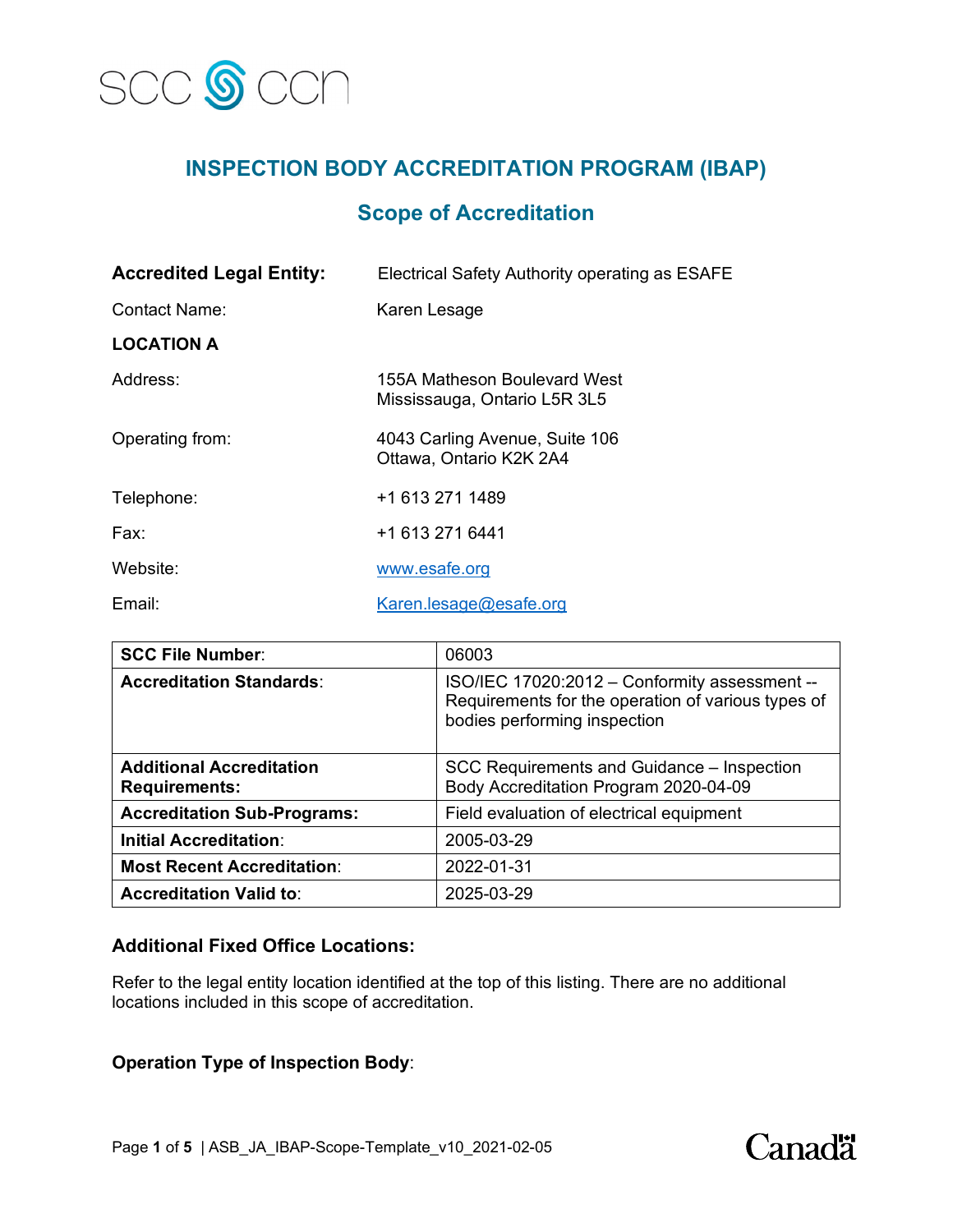# INSPECTION BODY ACCREDITATION PROGRAM (IBAP)

## Scope of Accreditation

**Accredited Legal Entity:** Electrical Safety Authority operating as ESAFE

Contact Name: Karen Lesage

**LOCATION A**

Address: 155A Matheson Boulevard West
Mississauga, Ontario L5R 3L5

Operating from: 4043 Carling Avenue, Suite 106
Ottawa, Ontario K2K 2A4

Telephone: +1 613 271 1489

Fax: +1 613 271 6441

Website: www.esafe.org

Email: Karen.lesage@esafe.org

| **SCC File Number**: | 06003 |
|---|---|
| **Accreditation Standards**: | ISO/IEC 17020:2012 – Conformity assessment -- Requirements for the operation of various types of bodies performing inspection |
| **Additional Accreditation Requirements:** | SCC Requirements and Guidance – Inspection Body Accreditation Program 2020-04-09 |
| **Accreditation Sub-Programs:** | Field evaluation of electrical equipment |
| **Initial Accreditation**: | 2005-03-29 |
| **Most Recent Accreditation**: | 2022-01-31 |
| **Accreditation Valid to**: | 2025-03-29 |

### Additional Fixed Office Locations:

Refer to the legal entity location identified at the top of this listing. There are no additional locations included in this scope of accreditation.

### Operation Type of Inspection Body: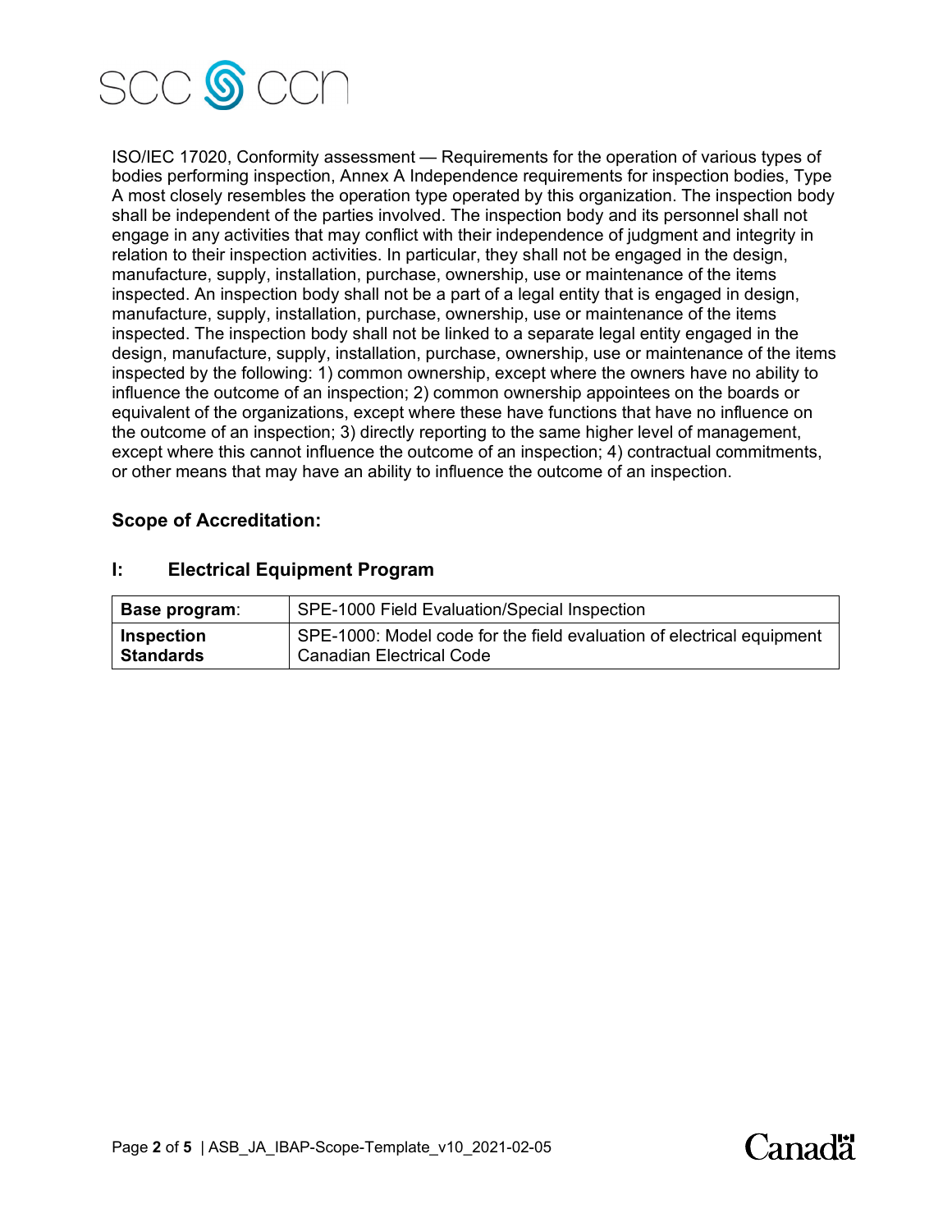ISO/IEC 17020, Conformity assessment — Requirements for the operation of various types of bodies performing inspection, Annex A Independence requirements for inspection bodies, Type A most closely resembles the operation type operated by this organization. The inspection body shall be independent of the parties involved. The inspection body and its personnel shall not engage in any activities that may conflict with their independence of judgment and integrity in relation to their inspection activities. In particular, they shall not be engaged in the design, manufacture, supply, installation, purchase, ownership, use or maintenance of the items inspected. An inspection body shall not be a part of a legal entity that is engaged in design, manufacture, supply, installation, purchase, ownership, use or maintenance of the items inspected. The inspection body shall not be linked to a separate legal entity engaged in the design, manufacture, supply, installation, purchase, ownership, use or maintenance of the items inspected by the following: 1) common ownership, except where the owners have no ability to influence the outcome of an inspection; 2) common ownership appointees on the boards or equivalent of the organizations, except where these have functions that have no influence on the outcome of an inspection; 3) directly reporting to the same higher level of management, except where this cannot influence the outcome of an inspection; 4) contractual commitments, or other means that may have an ability to influence the outcome of an inspection.

## Scope of Accreditation:

### I: Electrical Equipment Program

| **Base program**: | SPE-1000 Field Evaluation/Special Inspection |
|---|---|
| **Inspection Standards** | SPE-1000: Model code for the field evaluation of electrical equipment<br>Canadian Electrical Code |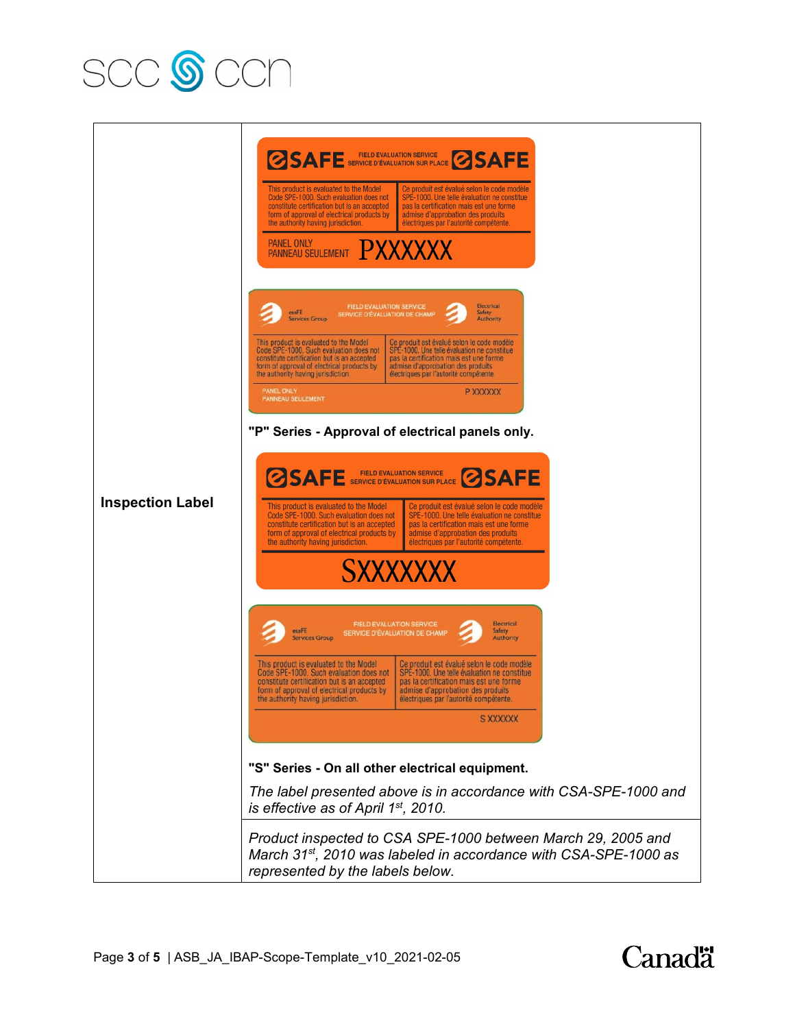| | |
|---|---|
| **Inspection Label** | **eSAFE** FIELD EVALUATION SERVICE SERVICE D'ÉVALUATION SUR PLACE **eSAFE**<br>This product is evaluated to the Model Code SPE-1000. Such evaluation does not constitute certification but is an accepted form of approval of electrical products by the authority having jurisdiction.<br>Ce produit est évalué selon le code modèle SPE-1000. Une telle évaluation ne constitue pas la certification mais est une forme admise d'approbation des produits électriques par l'autorité compétente.<br>PANEL ONLY PANNEAU SEULEMENT PXXXXXX<br><br>esaFE Services Group FIELD EVALUATION SERVICE SERVICE D'ÉVALUATION DE CHAMP Electrical Safety Authority<br>This product is evaluated to the Model Code SPE-1000. Such evaluation does not constitute certification but is an accepted form of approval of electrical products by the authority having jurisdiction.<br>Ce produit est évalué selon le code modèle SPE-1000. Une telle évaluation ne constitue pas la certification mais est une forme admise d'approbation des produits électriques par l'autorité compétente.<br>PANEL ONLY PANNEAU SEULEMENT P XXXXXX<br><br>**"P" Series - Approval of electrical panels only.**<br><br>**eSAFE** FIELD EVALUATION SERVICE SERVICE D'ÉVALUATION SUR PLACE **eSAFE**<br>This product is evaluated to the Model Code SPE-1000. Such evaluation does not constitute certification but is an accepted form of approval of electrical products by the authority having jurisdiction.<br>Ce produit est évalué selon le code modèle SPE-1000. Une telle évaluation ne constitue pas la certification mais est une forme admise d'approbation des produits électriques par l'autorité compétente.<br>SXXXXXXX<br><br>esaFE Services Group FIELD EVALUATION SERVICE SERVICE D'ÉVALUATION DE CHAMP Electrical Safety Authority<br>This product is evaluated to the Model Code SPE-1000. Such evaluation does not constitute certification but is an accepted form of approval of electrical products by the authority having jurisdiction.<br>Ce produit est évalué selon le code modèle SPE-1000. Une telle évaluation ne constitue pas la certification mais est une forme admise d'approbation des produits électriques par l'autorité compétente.<br>S XXXXXX<br><br>**"S" Series - On all other electrical equipment.**<br><br>*The label presented above is in accordance with CSA-SPE-1000 and is effective as of April 1st, 2010.* |
| | *Product inspected to CSA SPE-1000 between March 29, 2005 and March 31st, 2010 was labeled in accordance with CSA-SPE-1000 as represented by the labels below.* |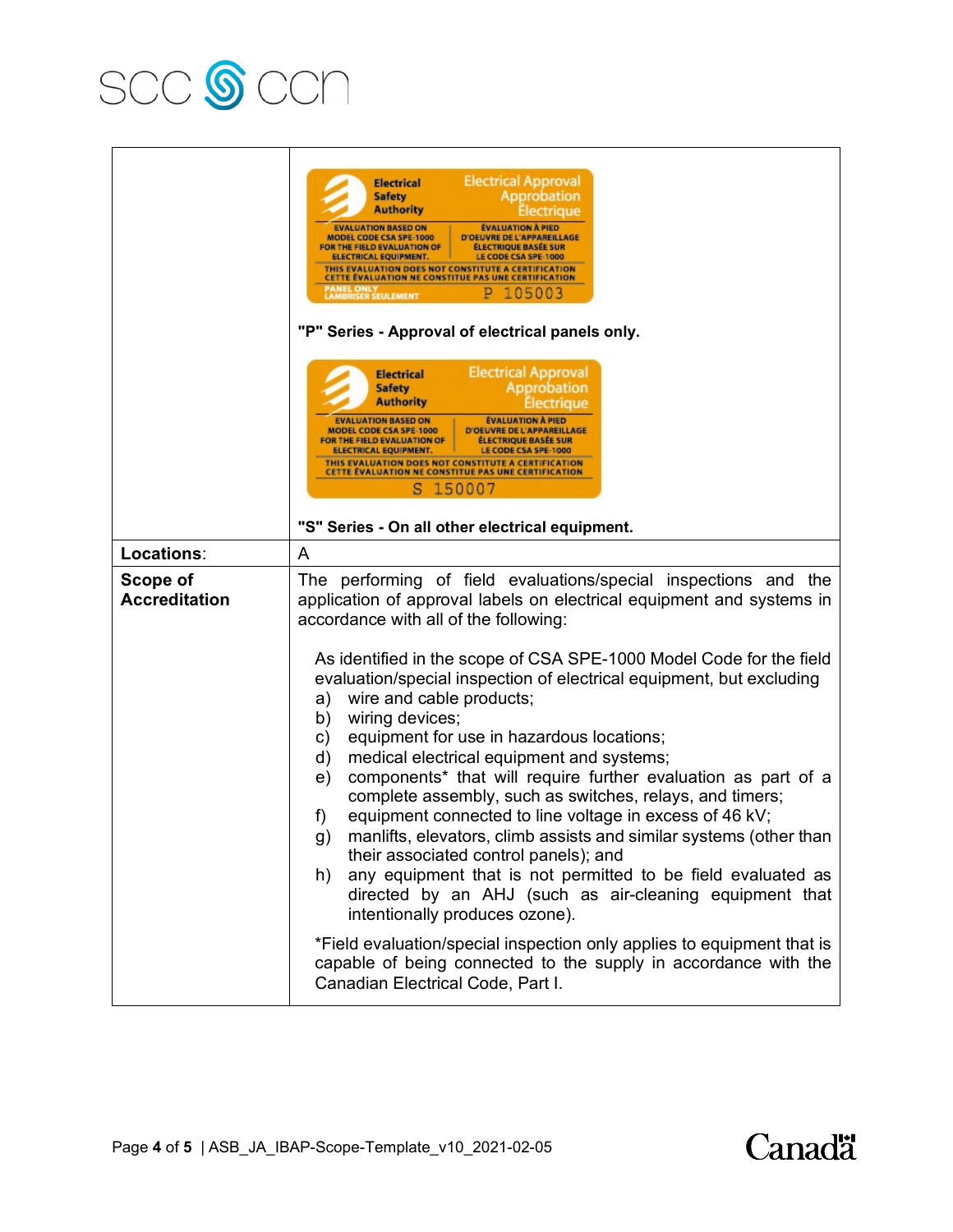| | |
|---|---|
| | Electrical Safety Authority — Electrical Approval / Approbation Électrique — EVALUATION BASED ON MODEL CODE CSA SPE-1000 FOR THE FIELD EVALUATION OF ELECTRICAL EQUIPMENT. / ÉVALUATION À PIED D'OEUVRE DE L'APPAREILLAGE ÉLECTRIQUE BASÉE SUR LE CODE CSA SPE-1000 — THIS EVALUATION DOES NOT CONSTITUTE A CERTIFICATION / CETTE ÉVALUATION NE CONSTITUE PAS UNE CERTIFICATION — PANEL ONLY / LAMBRISER SEULEMENT — P 105003<br><br>**"P" Series - Approval of electrical panels only.**<br><br>Electrical Safety Authority — Electrical Approval / Approbation Électrique — EVALUATION BASED ON MODEL CODE CSA SPE-1000 FOR THE FIELD EVALUATION OF ELECTRICAL EQUIPMENT. / ÉVALUATION À PIED D'OEUVRE DE L'APPAREILLAGE ÉLECTRIQUE BASÉE SUR LE CODE CSA SPE-1000 — THIS EVALUATION DOES NOT CONSTITUTE A CERTIFICATION / CETTE ÉVALUATION NE CONSTITUE PAS UNE CERTIFICATION — S 150007<br><br>**"S" Series - On all other electrical equipment.** |
| **Locations**: | A |
| **Scope of Accreditation** | The performing of field evaluations/special inspections and the application of approval labels on electrical equipment and systems in accordance with all of the following:<br><br>As identified in the scope of CSA SPE-1000 Model Code for the field evaluation/special inspection of electrical equipment, but excluding<br>a) wire and cable products;<br>b) wiring devices;<br>c) equipment for use in hazardous locations;<br>d) medical electrical equipment and systems;<br>e) components* that will require further evaluation as part of a complete assembly, such as switches, relays, and timers;<br>f) equipment connected to line voltage in excess of 46 kV;<br>g) manlifts, elevators, climb assists and similar systems (other than their associated control panels); and<br>h) any equipment that is not permitted to be field evaluated as directed by an AHJ (such as air-cleaning equipment that intentionally produces ozone).<br><br>*Field evaluation/special inspection only applies to equipment that is capable of being connected to the supply in accordance with the Canadian Electrical Code, Part I. |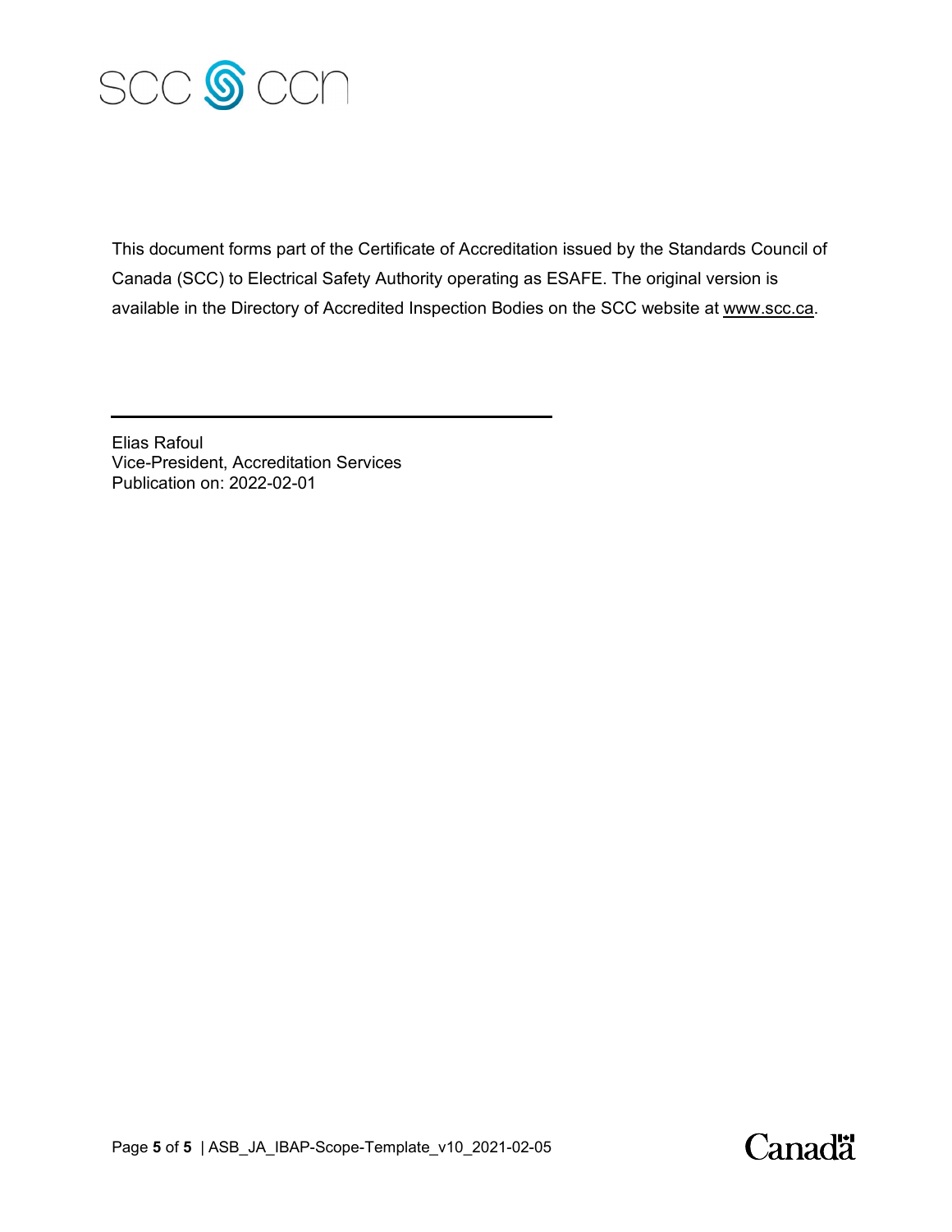This document forms part of the Certificate of Accreditation issued by the Standards Council of Canada (SCC) to Electrical Safety Authority operating as ESAFE. The original version is available in the Directory of Accredited Inspection Bodies on the SCC website at www.scc.ca.

---

Elias Rafoul
Vice-President, Accreditation Services
Publication on: 2022-02-01